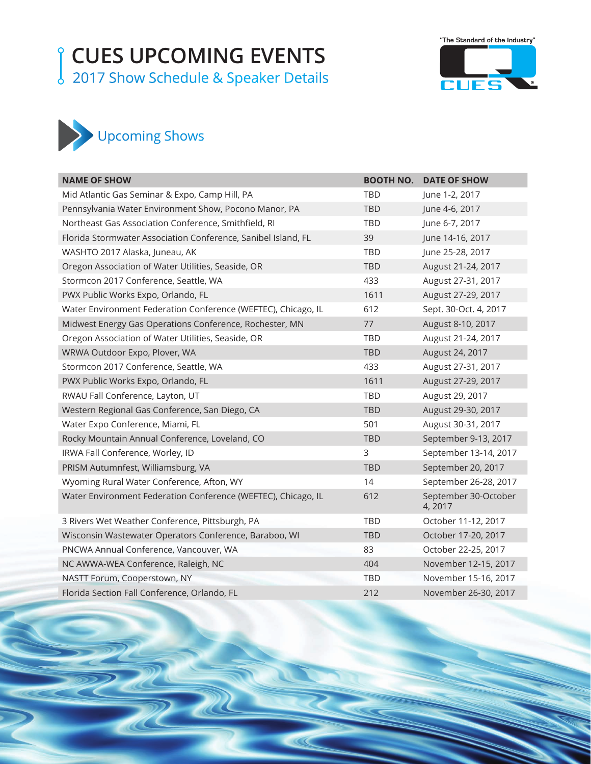# CUES UPCOMING EVENTS

## 2017 Show Schedule & Speaker Details

"The Standard of the Industry"

CUES

## Upcoming Shows

| NAME OF SHOW | BOOTH NO. | DATE OF SHOW |
|---|---|---|
| Mid Atlantic Gas Seminar & Expo, Camp Hill, PA | TBD | June 1-2, 2017 |
| Pennsylvania Water Environment Show, Pocono Manor, PA | TBD | June 4-6, 2017 |
| Northeast Gas Association Conference, Smithfield, RI | TBD | June 6-7, 2017 |
| Florida Stormwater Association Conference, Sanibel Island, FL | 39 | June 14-16, 2017 |
| WASHTO 2017 Alaska, Juneau, AK | TBD | June 25-28, 2017 |
| Oregon Association of Water Utilities, Seaside, OR | TBD | August 21-24, 2017 |
| Stormcon 2017 Conference, Seattle, WA | 433 | August 27-31, 2017 |
| PWX Public Works Expo, Orlando, FL | 1611 | August 27-29, 2017 |
| Water Environment Federation Conference (WEFTEC), Chicago, IL | 612 | Sept. 30-Oct. 4, 2017 |
| Midwest Energy Gas Operations Conference, Rochester, MN | 77 | August 8-10, 2017 |
| Oregon Association of Water Utilities, Seaside, OR | TBD | August 21-24, 2017 |
| WRWA Outdoor Expo, Plover, WA | TBD | August 24, 2017 |
| Stormcon 2017 Conference, Seattle, WA | 433 | August 27-31, 2017 |
| PWX Public Works Expo, Orlando, FL | 1611 | August 27-29, 2017 |
| RWAU Fall Conference, Layton, UT | TBD | August 29, 2017 |
| Western Regional Gas Conference, San Diego, CA | TBD | August 29-30, 2017 |
| Water Expo Conference, Miami, FL | 501 | August 30-31, 2017 |
| Rocky Mountain Annual Conference, Loveland, CO | TBD | September 9-13, 2017 |
| IRWA Fall Conference, Worley, ID | 3 | September 13-14, 2017 |
| PRISM Autumnfest, Williamsburg, VA | TBD | September 20, 2017 |
| Wyoming Rural Water Conference, Afton, WY | 14 | September 26-28, 2017 |
| Water Environment Federation Conference (WEFTEC), Chicago, IL | 612 | September 30-October 4, 2017 |
| 3 Rivers Wet Weather Conference, Pittsburgh, PA | TBD | October 11-12, 2017 |
| Wisconsin Wastewater Operators Conference, Baraboo, WI | TBD | October 17-20, 2017 |
| PNCWA Annual Conference, Vancouver, WA | 83 | October 22-25, 2017 |
| NC AWWA-WEA Conference, Raleigh, NC | 404 | November 12-15, 2017 |
| NASTT Forum, Cooperstown, NY | TBD | November 15-16, 2017 |
| Florida Section Fall Conference, Orlando, FL | 212 | November 26-30, 2017 |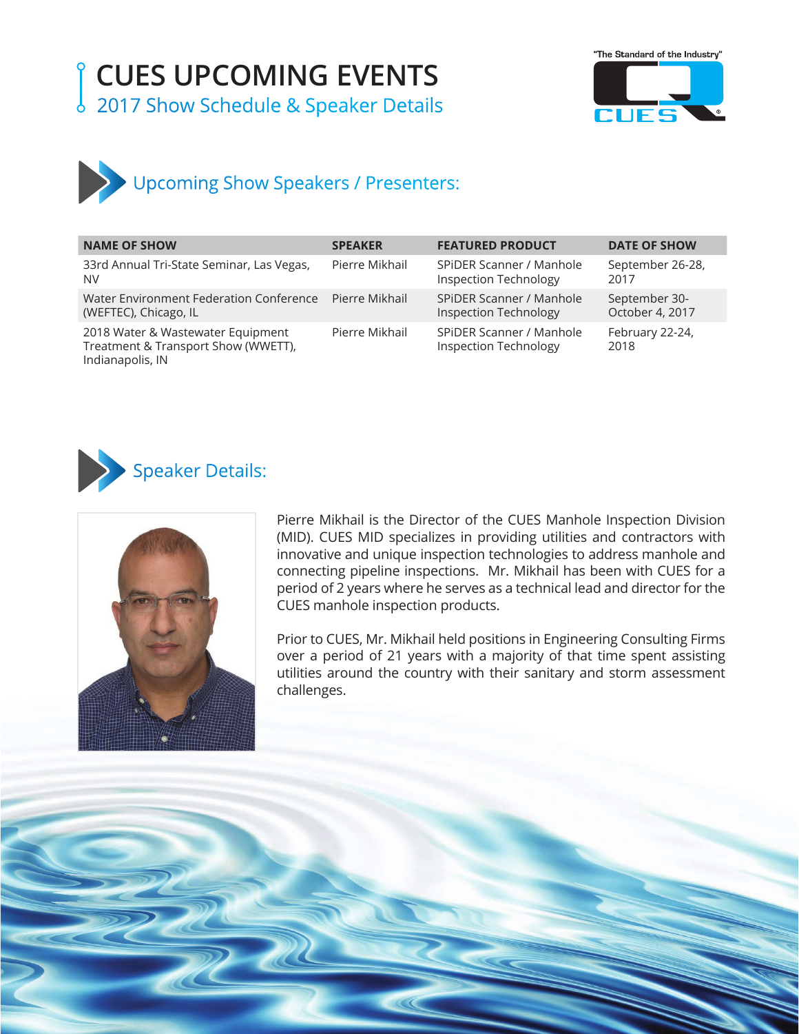# CUES UPCOMING EVENTS

## 2017 Show Schedule & Speaker Details

"The Standard of the Industry"

CUES

## Upcoming Show Speakers / Presenters:

| NAME OF SHOW | SPEAKER | FEATURED PRODUCT | DATE OF SHOW |
| --- | --- | --- | --- |
| 33rd Annual Tri-State Seminar, Las Vegas, NV | Pierre Mikhail | SPiDER Scanner / Manhole Inspection Technology | September 26-28, 2017 |
| Water Environment Federation Conference (WEFTEC), Chicago, IL | Pierre Mikhail | SPiDER Scanner / Manhole Inspection Technology | September 30-October 4, 2017 |
| 2018 Water & Wastewater Equipment Treatment & Transport Show (WWETT), Indianapolis, IN | Pierre Mikhail | SPiDER Scanner / Manhole Inspection Technology | February 22-24, 2018 |

## Speaker Details:

Pierre Mikhail is the Director of the CUES Manhole Inspection Division (MID). CUES MID specializes in providing utilities and contractors with innovative and unique inspection technologies to address manhole and connecting pipeline inspections. Mr. Mikhail has been with CUES for a period of 2 years where he serves as a technical lead and director for the CUES manhole inspection products.

Prior to CUES, Mr. Mikhail held positions in Engineering Consulting Firms over a period of 21 years with a majority of that time spent assisting utilities around the country with their sanitary and storm assessment challenges.